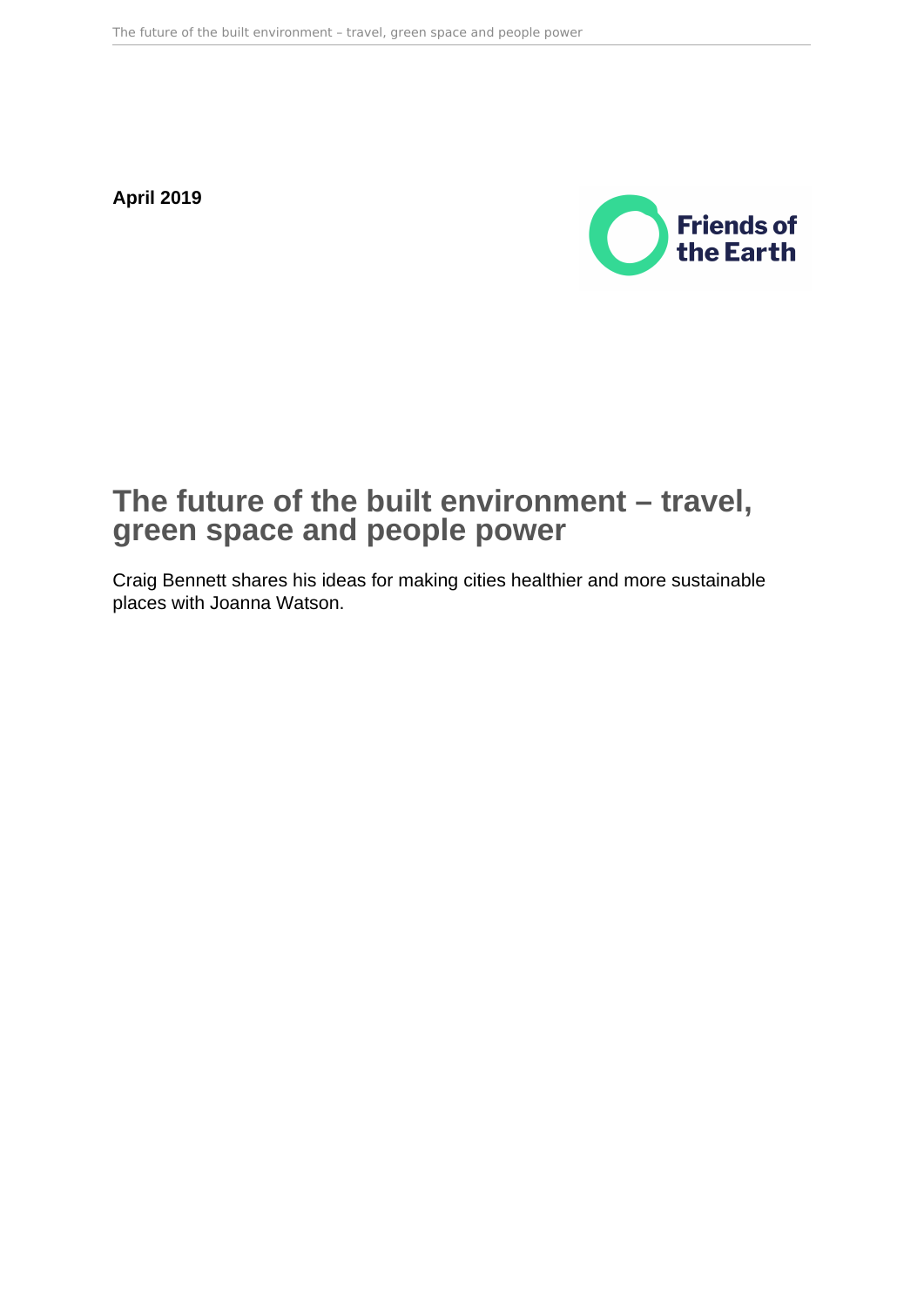**April 2019**

Friends of the Earth

# The future of the built environment – travel, green space and people power

Craig Bennett shares his ideas for making cities healthier and more sustainable places with Joanna Watson.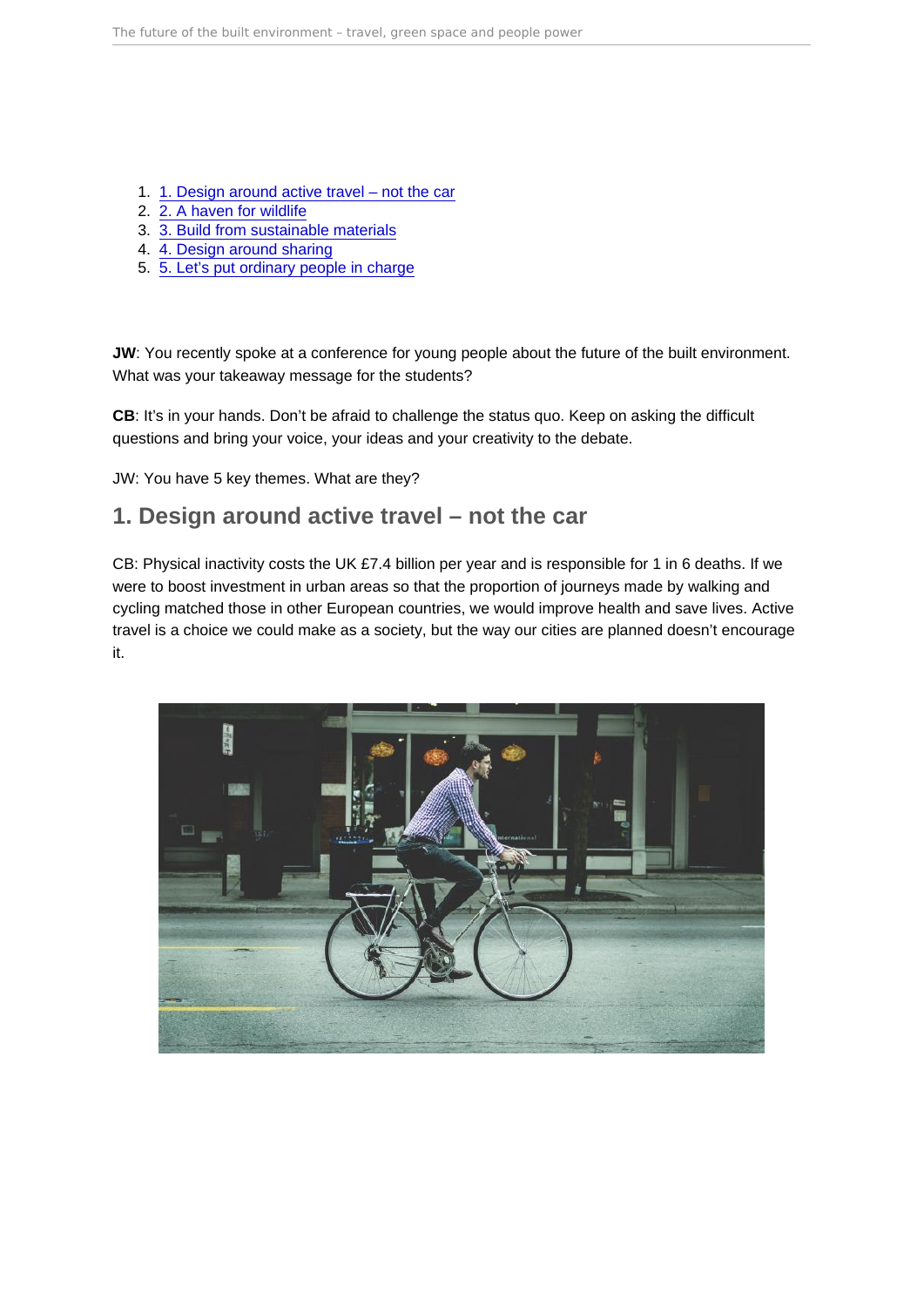1. [1. Design around active travel – not the car]
2. [2. A haven for wildlife]
3. [3. Build from sustainable materials]
4. [4. Design around sharing]
5. [5. Let's put ordinary people in charge]

**JW**: You recently spoke at a conference for young people about the future of the built environment. What was your takeaway message for the students?

**CB**: It's in your hands. Don't be afraid to challenge the status quo. Keep on asking the difficult questions and bring your voice, your ideas and your creativity to the debate.

JW: You have 5 key themes. What are they?

## 1. Design around active travel – not the car

CB: Physical inactivity costs the UK £7.4 billion per year and is responsible for 1 in 6 deaths. If we were to boost investment in urban areas so that the proportion of journeys made by walking and cycling matched those in other European countries, we would improve health and save lives. Active travel is a choice we could make as a society, but the way our cities are planned doesn't encourage it.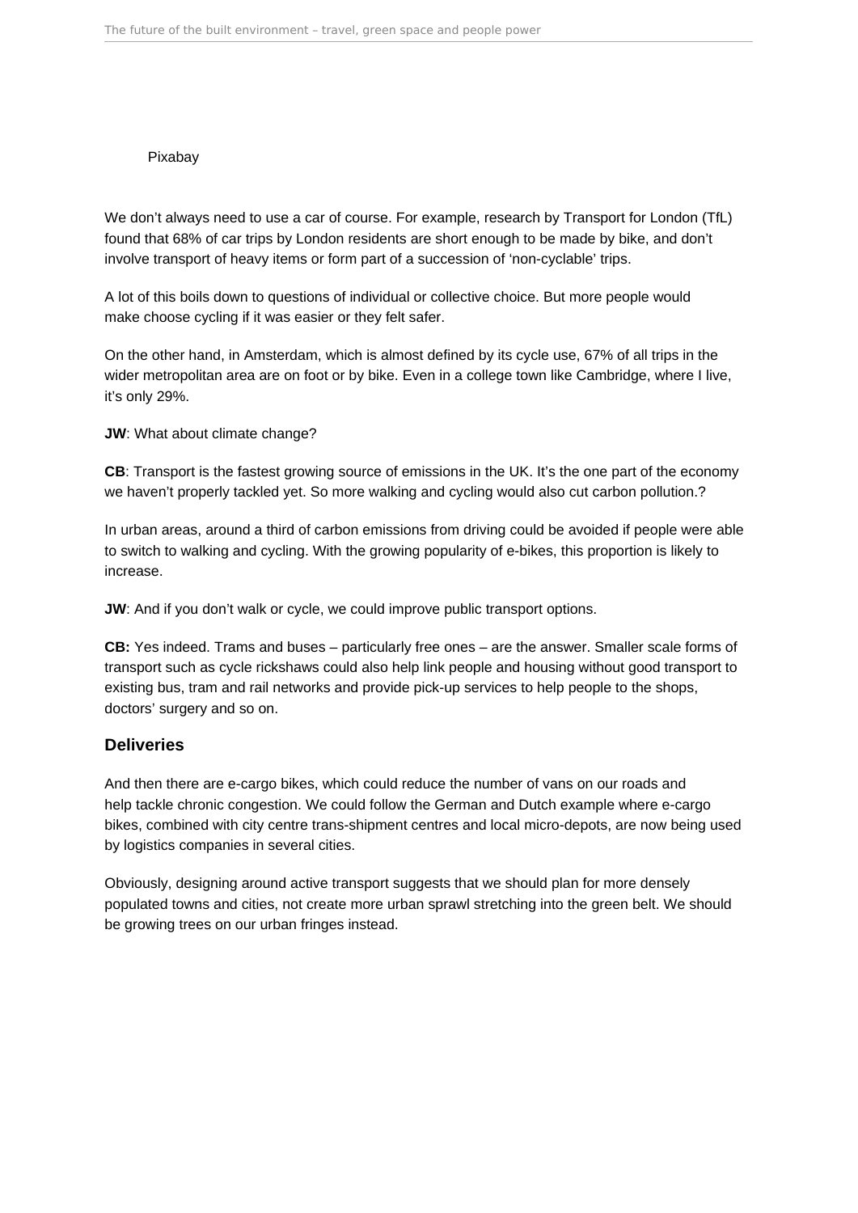Pixabay

We don't always need to use a car of course. For example, research by Transport for London (TfL) found that 68% of car trips by London residents are short enough to be made by bike, and don't involve transport of heavy items or form part of a succession of 'non-cyclable' trips.

A lot of this boils down to questions of individual or collective choice. But more people would make choose cycling if it was easier or they felt safer.

On the other hand, in Amsterdam, which is almost defined by its cycle use, 67% of all trips in the wider metropolitan area are on foot or by bike. Even in a college town like Cambridge, where I live, it's only 29%.

**JW**: What about climate change?

**CB**: Transport is the fastest growing source of emissions in the UK. It's the one part of the economy we haven't properly tackled yet. So more walking and cycling would also cut carbon pollution.?

In urban areas, around a third of carbon emissions from driving could be avoided if people were able to switch to walking and cycling. With the growing popularity of e-bikes, this proportion is likely to increase.

**JW**: And if you don't walk or cycle, we could improve public transport options.

**CB:** Yes indeed. Trams and buses – particularly free ones – are the answer. Smaller scale forms of transport such as cycle rickshaws could also help link people and housing without good transport to existing bus, tram and rail networks and provide pick-up services to help people to the shops, doctors' surgery and so on.

## Deliveries

And then there are e-cargo bikes, which could reduce the number of vans on our roads and help tackle chronic congestion. We could follow the German and Dutch example where e-cargo bikes, combined with city centre trans-shipment centres and local micro-depots, are now being used by logistics companies in several cities.

Obviously, designing around active transport suggests that we should plan for more densely populated towns and cities, not create more urban sprawl stretching into the green belt. We should be growing trees on our urban fringes instead.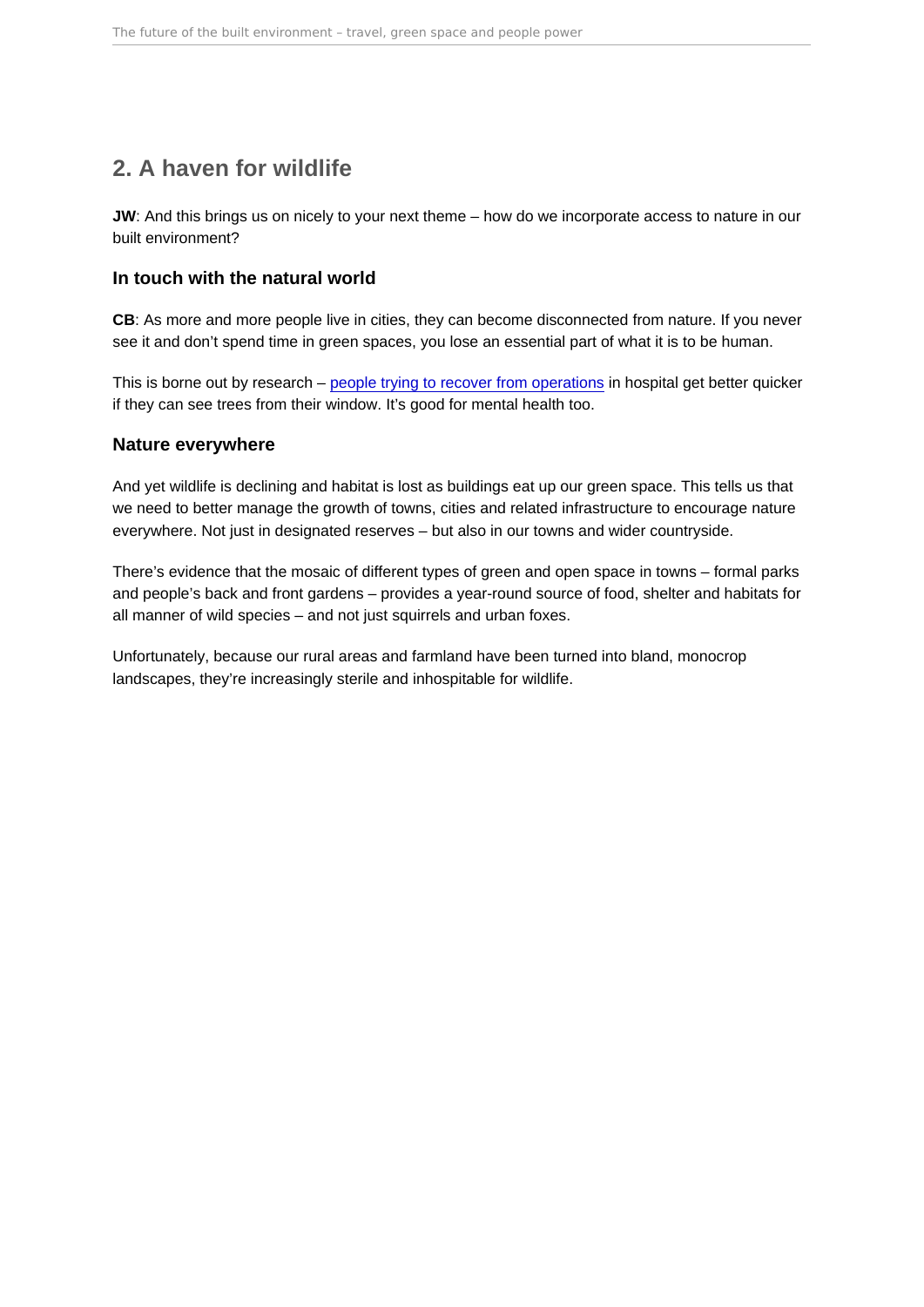## 2. A haven for wildlife

**JW**: And this brings us on nicely to your next theme – how do we incorporate access to nature in our built environment?

### In touch with the natural world

**CB**: As more and more people live in cities, they can become disconnected from nature. If you never see it and don't spend time in green spaces, you lose an essential part of what it is to be human.

This is borne out by research – people trying to recover from operations in hospital get better quicker if they can see trees from their window. It's good for mental health too.

### Nature everywhere

And yet wildlife is declining and habitat is lost as buildings eat up our green space. This tells us that we need to better manage the growth of towns, cities and related infrastructure to encourage nature everywhere. Not just in designated reserves – but also in our towns and wider countryside.

There's evidence that the mosaic of different types of green and open space in towns – formal parks and people's back and front gardens – provides a year-round source of food, shelter and habitats for all manner of wild species – and not just squirrels and urban foxes.

Unfortunately, because our rural areas and farmland have been turned into bland, monocrop landscapes, they're increasingly sterile and inhospitable for wildlife.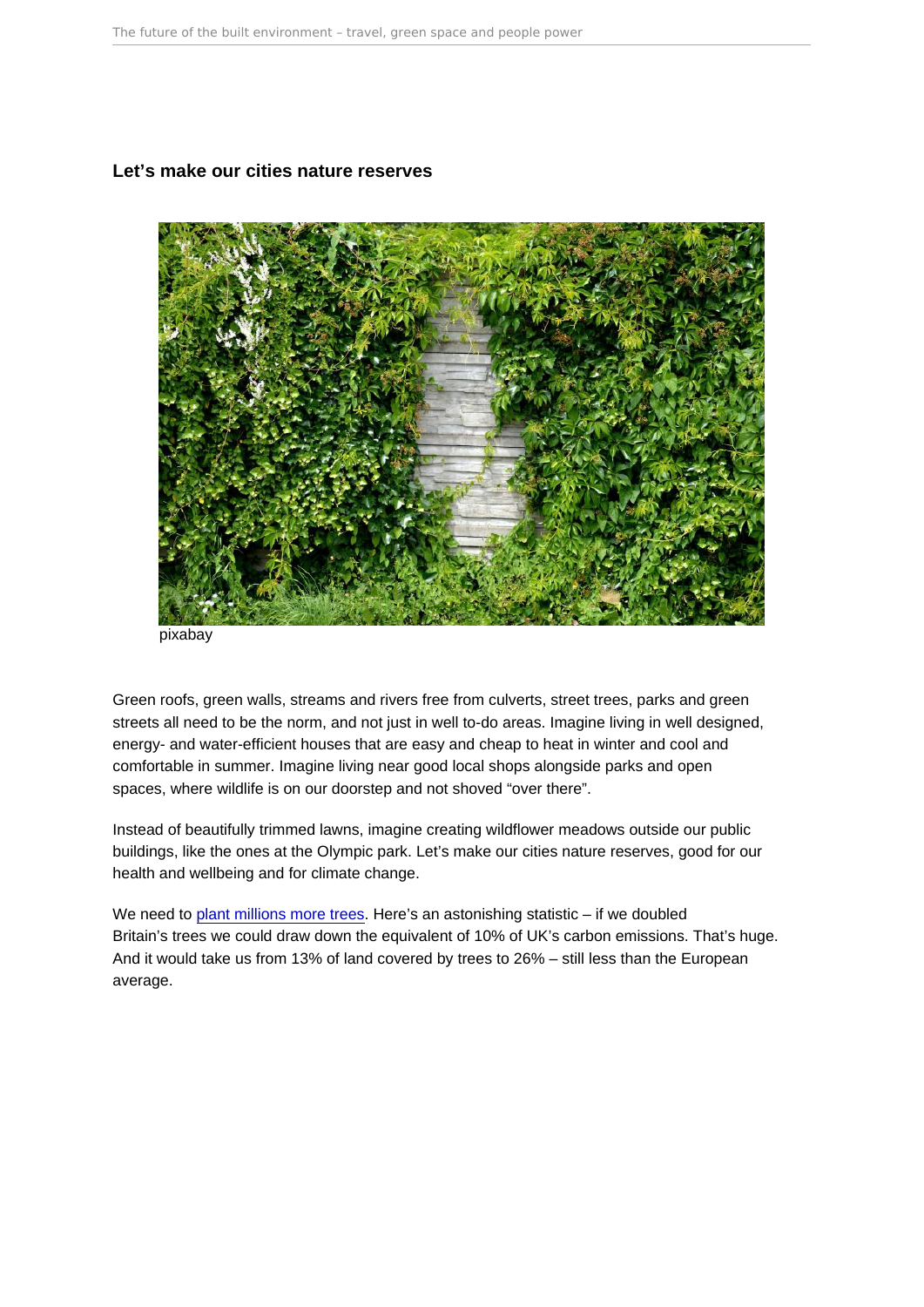### Let's make our cities nature reserves

pixabay

Green roofs, green walls, streams and rivers free from culverts, street trees, parks and green streets all need to be the norm, and not just in well to-do areas. Imagine living in well designed, energy- and water-efficient houses that are easy and cheap to heat in winter and cool and comfortable in summer. Imagine living near good local shops alongside parks and open spaces, where wildlife is on our doorstep and not shoved "over there".

Instead of beautifully trimmed lawns, imagine creating wildflower meadows outside our public buildings, like the ones at the Olympic park. Let's make our cities nature reserves, good for our health and wellbeing and for climate change.

We need to plant millions more trees. Here's an astonishing statistic – if we doubled Britain's trees we could draw down the equivalent of 10% of UK's carbon emissions. That's huge. And it would take us from 13% of land covered by trees to 26% – still less than the European average.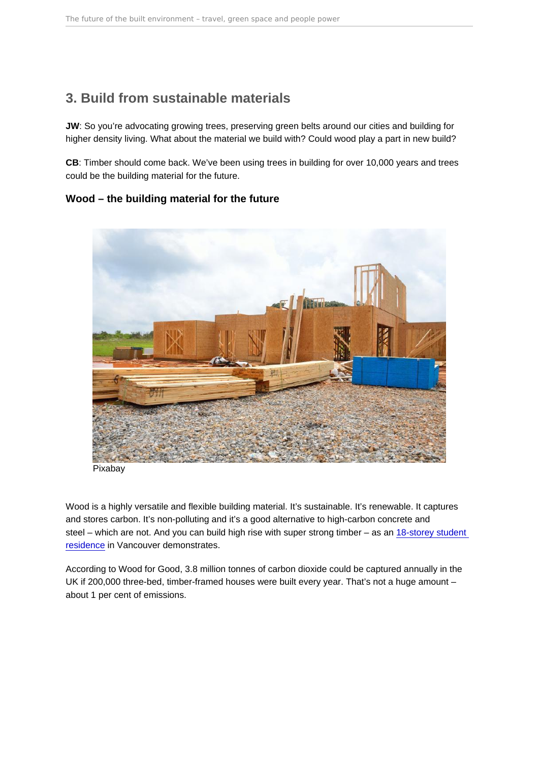## 3. Build from sustainable materials

**JW**: So you're advocating growing trees, preserving green belts around our cities and building for higher density living. What about the material we build with? Could wood play a part in new build?

**CB**: Timber should come back. We've been using trees in building for over 10,000 years and trees could be the building material for the future.

### Wood – the building material for the future

Pixabay

Wood is a highly versatile and flexible building material. It's sustainable. It's renewable. It captures and stores carbon. It's non-polluting and it's a good alternative to high-carbon concrete and steel – which are not. And you can build high rise with super strong timber – as an 18-storey student residence in Vancouver demonstrates.

According to Wood for Good, 3.8 million tonnes of carbon dioxide could be captured annually in the UK if 200,000 three-bed, timber-framed houses were built every year. That's not a huge amount – about 1 per cent of emissions.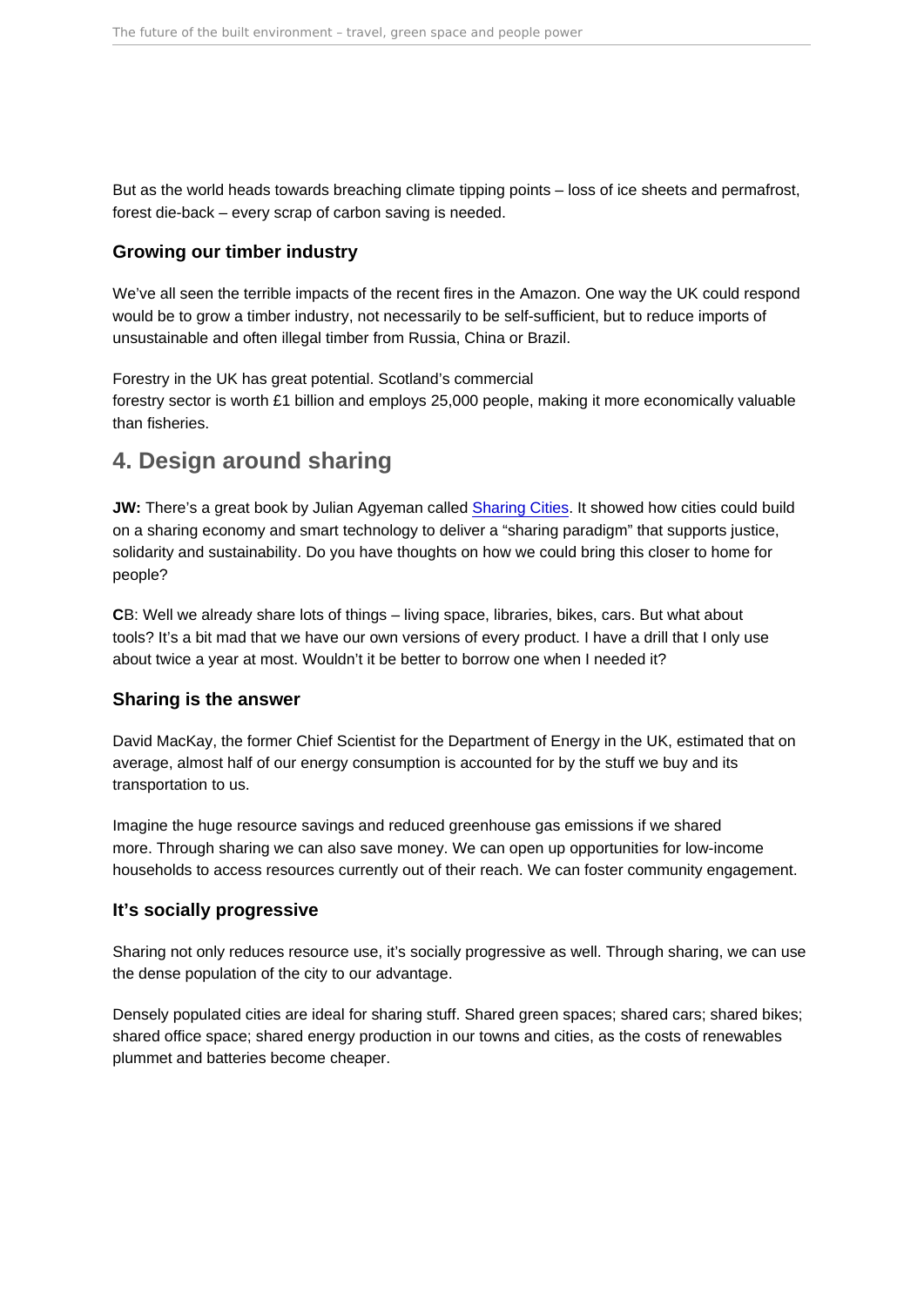But as the world heads towards breaching climate tipping points – loss of ice sheets and permafrost, forest die-back – every scrap of carbon saving is needed.

### Growing our timber industry

We've all seen the terrible impacts of the recent fires in the Amazon. One way the UK could respond would be to grow a timber industry, not necessarily to be self-sufficient, but to reduce imports of unsustainable and often illegal timber from Russia, China or Brazil.

Forestry in the UK has great potential. Scotland's commercial forestry sector is worth £1 billion and employs 25,000 people, making it more economically valuable than fisheries.

## 4. Design around sharing

**JW:** There's a great book by Julian Agyeman called Sharing Cities. It showed how cities could build on a sharing economy and smart technology to deliver a "sharing paradigm" that supports justice, solidarity and sustainability. Do you have thoughts on how we could bring this closer to home for people?

**C**B: Well we already share lots of things – living space, libraries, bikes, cars. But what about tools? It's a bit mad that we have our own versions of every product. I have a drill that I only use about twice a year at most. Wouldn't it be better to borrow one when I needed it?

### Sharing is the answer

David MacKay, the former Chief Scientist for the Department of Energy in the UK, estimated that on average, almost half of our energy consumption is accounted for by the stuff we buy and its transportation to us.

Imagine the huge resource savings and reduced greenhouse gas emissions if we shared more. Through sharing we can also save money. We can open up opportunities for low-income households to access resources currently out of their reach. We can foster community engagement.

### It's socially progressive

Sharing not only reduces resource use, it's socially progressive as well. Through sharing, we can use the dense population of the city to our advantage.

Densely populated cities are ideal for sharing stuff. Shared green spaces; shared cars; shared bikes; shared office space; shared energy production in our towns and cities, as the costs of renewables plummet and batteries become cheaper.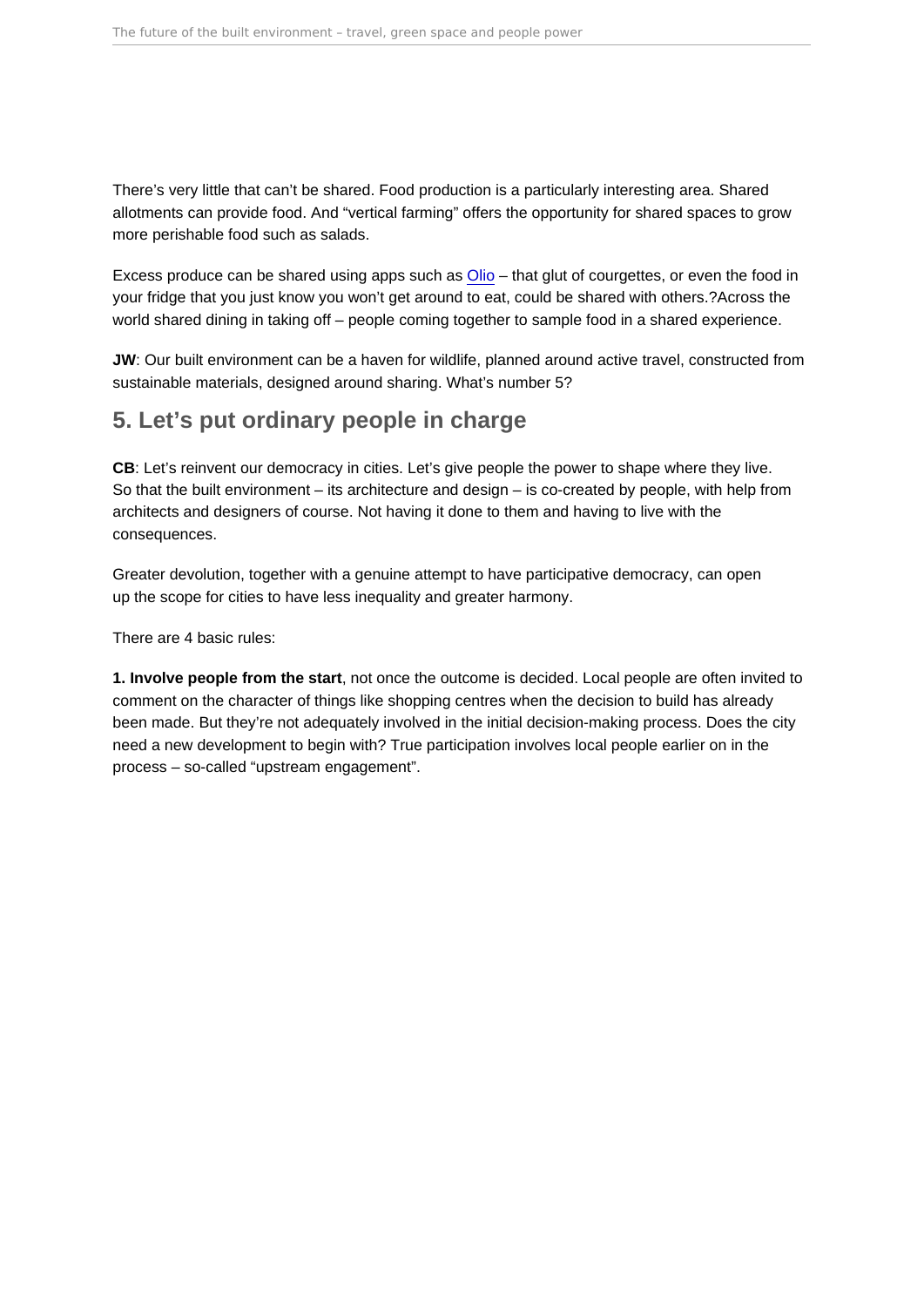There's very little that can't be shared. Food production is a particularly interesting area. Shared allotments can provide food. And "vertical farming" offers the opportunity for shared spaces to grow more perishable food such as salads.

Excess produce can be shared using apps such as Olio – that glut of courgettes, or even the food in your fridge that you just know you won't get around to eat, could be shared with others.?Across the world shared dining in taking off – people coming together to sample food in a shared experience.

**JW**: Our built environment can be a haven for wildlife, planned around active travel, constructed from sustainable materials, designed around sharing. What's number 5?

## 5. Let's put ordinary people in charge

**CB**: Let's reinvent our democracy in cities. Let's give people the power to shape where they live. So that the built environment – its architecture and design – is co-created by people, with help from architects and designers of course. Not having it done to them and having to live with the consequences.

Greater devolution, together with a genuine attempt to have participative democracy, can open up the scope for cities to have less inequality and greater harmony.

There are 4 basic rules:

**1. Involve people from the start**, not once the outcome is decided. Local people are often invited to comment on the character of things like shopping centres when the decision to build has already been made. But they're not adequately involved in the initial decision-making process. Does the city need a new development to begin with? True participation involves local people earlier on in the process – so-called "upstream engagement".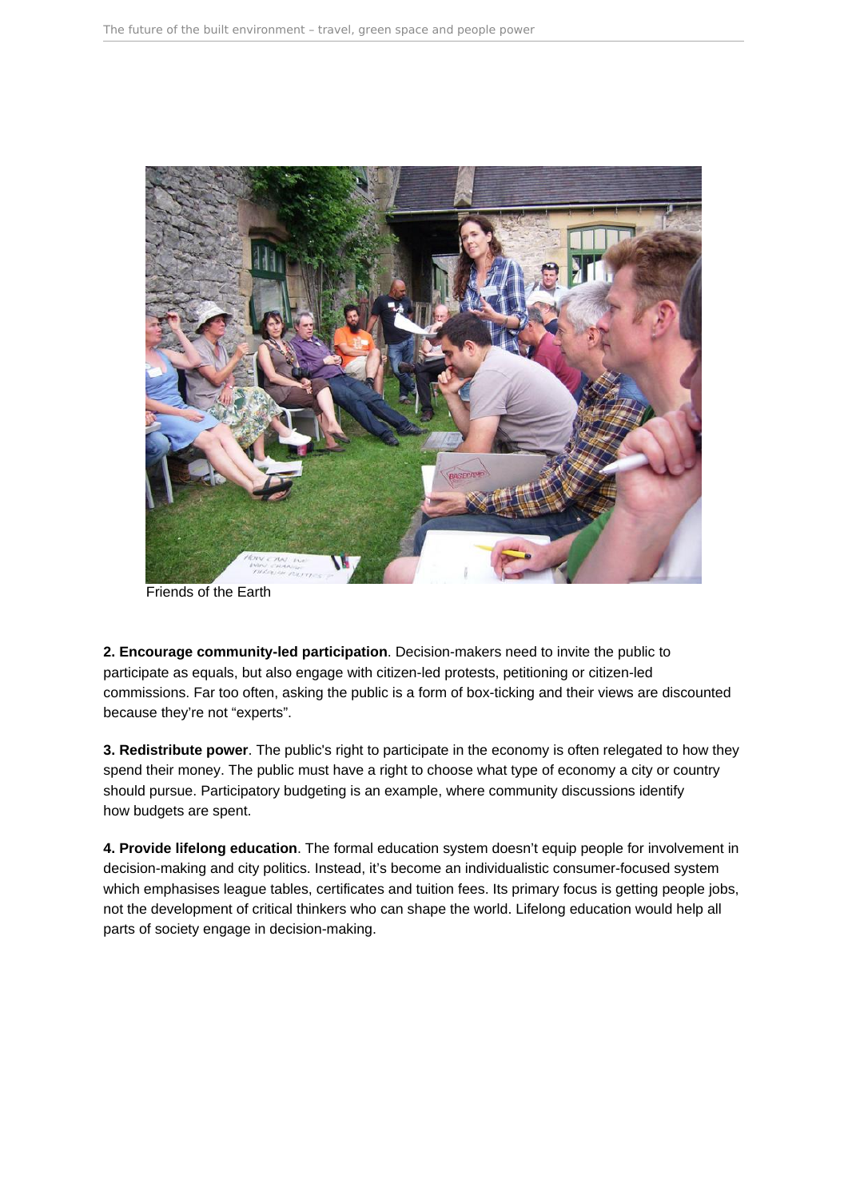Friends of the Earth

**2. Encourage community-led participation**. Decision-makers need to invite the public to participate as equals, but also engage with citizen-led protests, petitioning or citizen-led commissions. Far too often, asking the public is a form of box-ticking and their views are discounted because they're not "experts".

**3. Redistribute power**. The public's right to participate in the economy is often relegated to how they spend their money. The public must have a right to choose what type of economy a city or country should pursue. Participatory budgeting is an example, where community discussions identify how budgets are spent.

**4. Provide lifelong education**. The formal education system doesn't equip people for involvement in decision-making and city politics. Instead, it's become an individualistic consumer-focused system which emphasises league tables, certificates and tuition fees. Its primary focus is getting people jobs, not the development of critical thinkers who can shape the world. Lifelong education would help all parts of society engage in decision-making.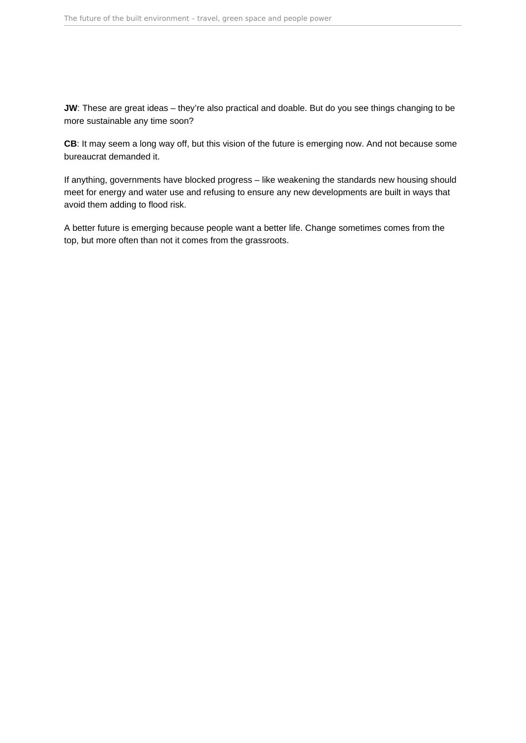**JW**: These are great ideas – they're also practical and doable. But do you see things changing to be more sustainable any time soon?

**CB**: It may seem a long way off, but this vision of the future is emerging now. And not because some bureaucrat demanded it.

If anything, governments have blocked progress – like weakening the standards new housing should meet for energy and water use and refusing to ensure any new developments are built in ways that avoid them adding to flood risk.

A better future is emerging because people want a better life. Change sometimes comes from the top, but more often than not it comes from the grassroots.